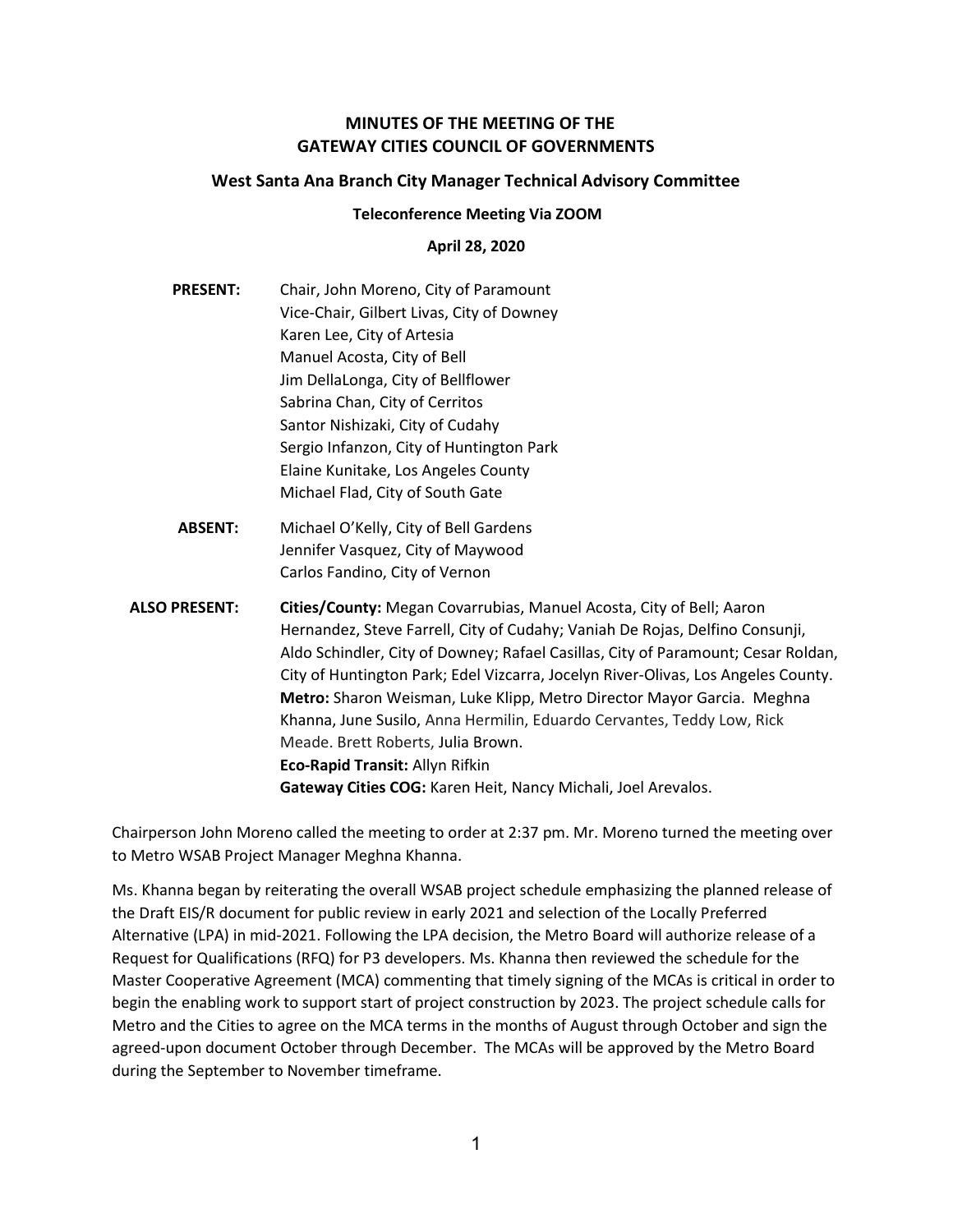# MINUTES OF THE MEETING OF THE GATEWAY CITIES COUNCIL OF GOVERNMENTS

## West Santa Ana Branch City Manager Technical Advisory Committee

### Teleconference Meeting Via ZOOM

### April 28, 2020

**PRESENT:**
Chair, John Moreno, City of Paramount
Vice-Chair, Gilbert Livas, City of Downey
Karen Lee, City of Artesia
Manuel Acosta, City of Bell
Jim DellaLonga, City of Bellflower
Sabrina Chan, City of Cerritos
Santor Nishizaki, City of Cudahy
Sergio Infanzon, City of Huntington Park
Elaine Kunitake, Los Angeles County
Michael Flad, City of South Gate

**ABSENT:**
Michael O'Kelly, City of Bell Gardens
Jennifer Vasquez, City of Maywood
Carlos Fandino, City of Vernon

**ALSO PRESENT:**
**Cities/County:** Megan Covarrubias, Manuel Acosta, City of Bell; Aaron Hernandez, Steve Farrell, City of Cudahy; Vaniah De Rojas, Delfino Consunji, Aldo Schindler, City of Downey; Rafael Casillas, City of Paramount; Cesar Roldan, City of Huntington Park; Edel Vizcarra, Jocelyn River-Olivas, Los Angeles County.
**Metro:** Sharon Weisman, Luke Klipp, Metro Director Mayor Garcia. Meghna Khanna, June Susilo, Anna Hermilin, Eduardo Cervantes, Teddy Low, Rick Meade. Brett Roberts, Julia Brown.
**Eco-Rapid Transit:** Allyn Rifkin
**Gateway Cities COG:** Karen Heit, Nancy Michali, Joel Arevalos.

Chairperson John Moreno called the meeting to order at 2:37 pm. Mr. Moreno turned the meeting over to Metro WSAB Project Manager Meghna Khanna.

Ms. Khanna began by reiterating the overall WSAB project schedule emphasizing the planned release of the Draft EIS/R document for public review in early 2021 and selection of the Locally Preferred Alternative (LPA) in mid-2021. Following the LPA decision, the Metro Board will authorize release of a Request for Qualifications (RFQ) for P3 developers. Ms. Khanna then reviewed the schedule for the Master Cooperative Agreement (MCA) commenting that timely signing of the MCAs is critical in order to begin the enabling work to support start of project construction by 2023. The project schedule calls for Metro and the Cities to agree on the MCA terms in the months of August through October and sign the agreed-upon document October through December. The MCAs will be approved by the Metro Board during the September to November timeframe.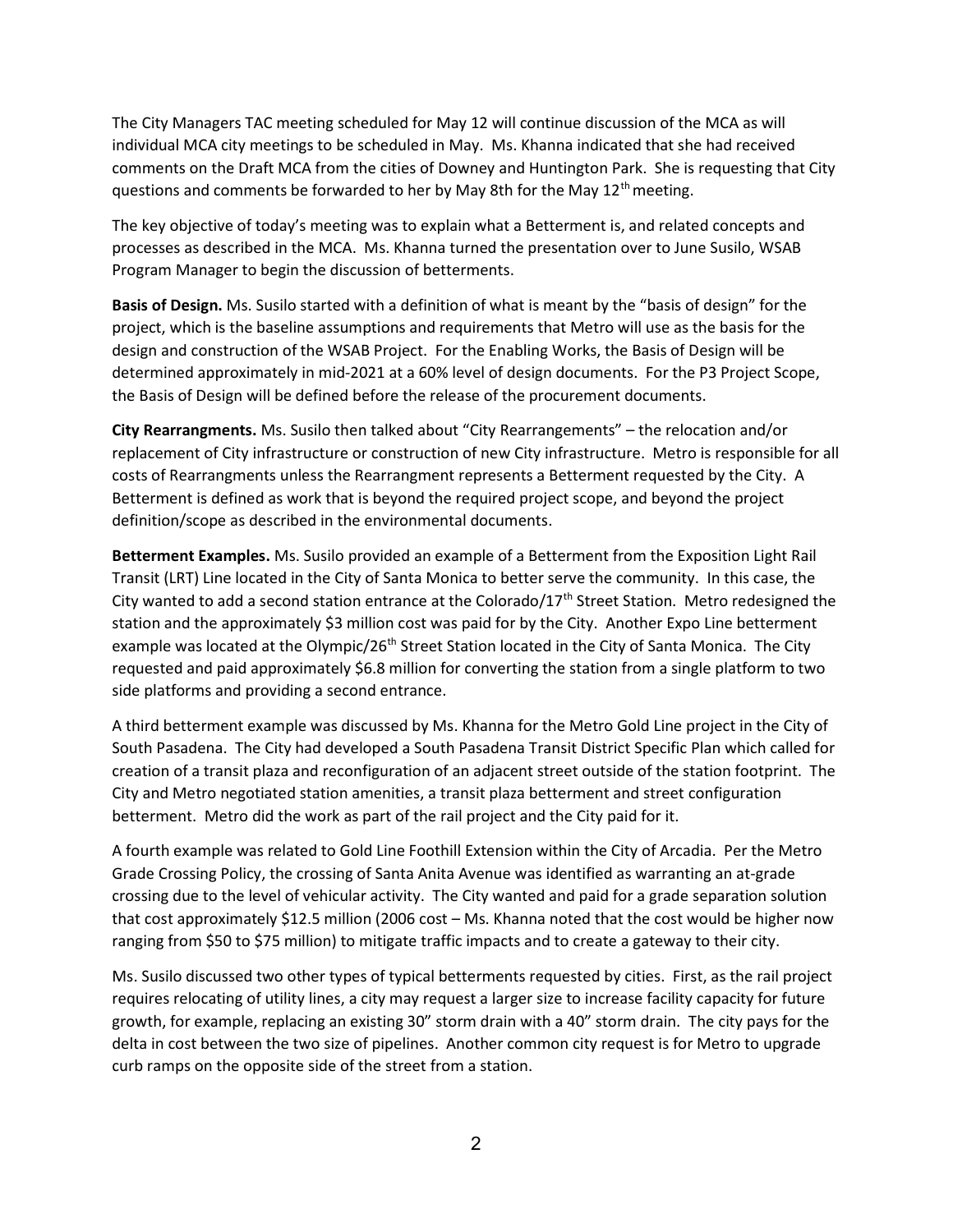The City Managers TAC meeting scheduled for May 12 will continue discussion of the MCA as will individual MCA city meetings to be scheduled in May. Ms. Khanna indicated that she had received comments on the Draft MCA from the cities of Downey and Huntington Park. She is requesting that City questions and comments be forwarded to her by May 8th for the May 12th meeting.

The key objective of today's meeting was to explain what a Betterment is, and related concepts and processes as described in the MCA. Ms. Khanna turned the presentation over to June Susilo, WSAB Program Manager to begin the discussion of betterments.

**Basis of Design.** Ms. Susilo started with a definition of what is meant by the "basis of design" for the project, which is the baseline assumptions and requirements that Metro will use as the basis for the design and construction of the WSAB Project. For the Enabling Works, the Basis of Design will be determined approximately in mid-2021 at a 60% level of design documents. For the P3 Project Scope, the Basis of Design will be defined before the release of the procurement documents.

**City Rearrangments.** Ms. Susilo then talked about "City Rearrangements" – the relocation and/or replacement of City infrastructure or construction of new City infrastructure. Metro is responsible for all costs of Rearrangments unless the Rearrangment represents a Betterment requested by the City. A Betterment is defined as work that is beyond the required project scope, and beyond the project definition/scope as described in the environmental documents.

**Betterment Examples.** Ms. Susilo provided an example of a Betterment from the Exposition Light Rail Transit (LRT) Line located in the City of Santa Monica to better serve the community. In this case, the City wanted to add a second station entrance at the Colorado/17th Street Station. Metro redesigned the station and the approximately $3 million cost was paid for by the City. Another Expo Line betterment example was located at the Olympic/26th Street Station located in the City of Santa Monica. The City requested and paid approximately $6.8 million for converting the station from a single platform to two side platforms and providing a second entrance.

A third betterment example was discussed by Ms. Khanna for the Metro Gold Line project in the City of South Pasadena. The City had developed a South Pasadena Transit District Specific Plan which called for creation of a transit plaza and reconfiguration of an adjacent street outside of the station footprint. The City and Metro negotiated station amenities, a transit plaza betterment and street configuration betterment. Metro did the work as part of the rail project and the City paid for it.

A fourth example was related to Gold Line Foothill Extension within the City of Arcadia. Per the Metro Grade Crossing Policy, the crossing of Santa Anita Avenue was identified as warranting an at-grade crossing due to the level of vehicular activity. The City wanted and paid for a grade separation solution that cost approximately $12.5 million (2006 cost – Ms. Khanna noted that the cost would be higher now ranging from $50 to $75 million) to mitigate traffic impacts and to create a gateway to their city.

Ms. Susilo discussed two other types of typical betterments requested by cities. First, as the rail project requires relocating of utility lines, a city may request a larger size to increase facility capacity for future growth, for example, replacing an existing 30" storm drain with a 40" storm drain. The city pays for the delta in cost between the two size of pipelines. Another common city request is for Metro to upgrade curb ramps on the opposite side of the street from a station.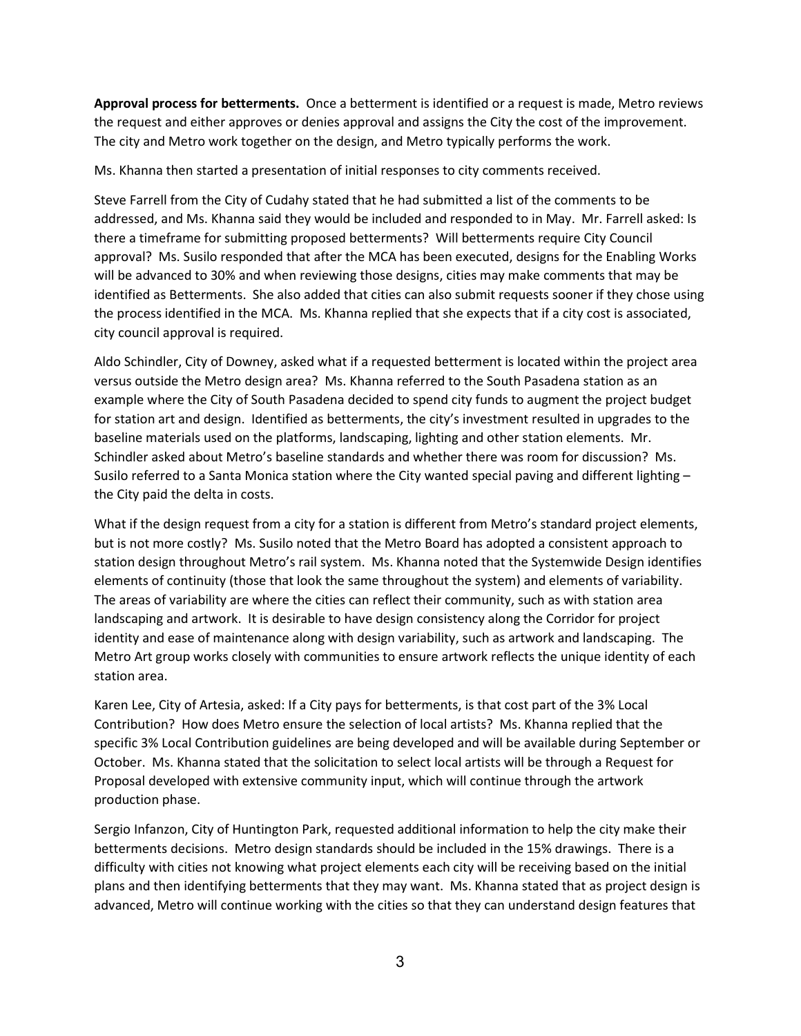**Approval process for betterments.** Once a betterment is identified or a request is made, Metro reviews the request and either approves or denies approval and assigns the City the cost of the improvement. The city and Metro work together on the design, and Metro typically performs the work.

Ms. Khanna then started a presentation of initial responses to city comments received.

Steve Farrell from the City of Cudahy stated that he had submitted a list of the comments to be addressed, and Ms. Khanna said they would be included and responded to in May. Mr. Farrell asked: Is there a timeframe for submitting proposed betterments? Will betterments require City Council approval? Ms. Susilo responded that after the MCA has been executed, designs for the Enabling Works will be advanced to 30% and when reviewing those designs, cities may make comments that may be identified as Betterments. She also added that cities can also submit requests sooner if they chose using the process identified in the MCA. Ms. Khanna replied that she expects that if a city cost is associated, city council approval is required.

Aldo Schindler, City of Downey, asked what if a requested betterment is located within the project area versus outside the Metro design area? Ms. Khanna referred to the South Pasadena station as an example where the City of South Pasadena decided to spend city funds to augment the project budget for station art and design. Identified as betterments, the city's investment resulted in upgrades to the baseline materials used on the platforms, landscaping, lighting and other station elements. Mr. Schindler asked about Metro's baseline standards and whether there was room for discussion? Ms. Susilo referred to a Santa Monica station where the City wanted special paving and different lighting – the City paid the delta in costs.

What if the design request from a city for a station is different from Metro's standard project elements, but is not more costly? Ms. Susilo noted that the Metro Board has adopted a consistent approach to station design throughout Metro's rail system. Ms. Khanna noted that the Systemwide Design identifies elements of continuity (those that look the same throughout the system) and elements of variability. The areas of variability are where the cities can reflect their community, such as with station area landscaping and artwork. It is desirable to have design consistency along the Corridor for project identity and ease of maintenance along with design variability, such as artwork and landscaping. The Metro Art group works closely with communities to ensure artwork reflects the unique identity of each station area.

Karen Lee, City of Artesia, asked: If a City pays for betterments, is that cost part of the 3% Local Contribution? How does Metro ensure the selection of local artists? Ms. Khanna replied that the specific 3% Local Contribution guidelines are being developed and will be available during September or October. Ms. Khanna stated that the solicitation to select local artists will be through a Request for Proposal developed with extensive community input, which will continue through the artwork production phase.

Sergio Infanzon, City of Huntington Park, requested additional information to help the city make their betterments decisions. Metro design standards should be included in the 15% drawings. There is a difficulty with cities not knowing what project elements each city will be receiving based on the initial plans and then identifying betterments that they may want. Ms. Khanna stated that as project design is advanced, Metro will continue working with the cities so that they can understand design features that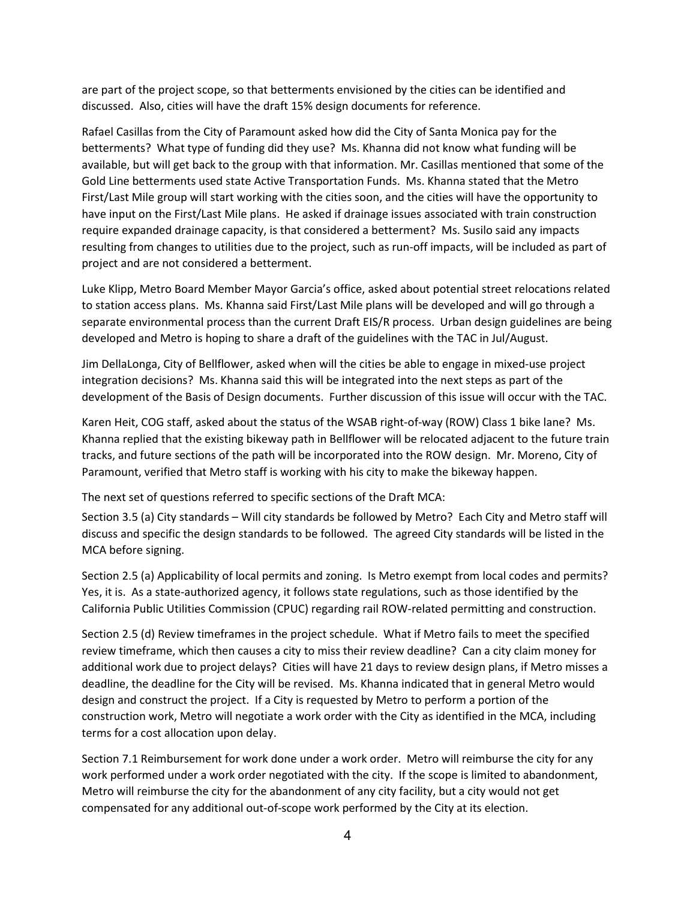are part of the project scope, so that betterments envisioned by the cities can be identified and discussed. Also, cities will have the draft 15% design documents for reference.

Rafael Casillas from the City of Paramount asked how did the City of Santa Monica pay for the betterments? What type of funding did they use? Ms. Khanna did not know what funding will be available, but will get back to the group with that information. Mr. Casillas mentioned that some of the Gold Line betterments used state Active Transportation Funds. Ms. Khanna stated that the Metro First/Last Mile group will start working with the cities soon, and the cities will have the opportunity to have input on the First/Last Mile plans. He asked if drainage issues associated with train construction require expanded drainage capacity, is that considered a betterment? Ms. Susilo said any impacts resulting from changes to utilities due to the project, such as run-off impacts, will be included as part of project and are not considered a betterment.

Luke Klipp, Metro Board Member Mayor Garcia's office, asked about potential street relocations related to station access plans. Ms. Khanna said First/Last Mile plans will be developed and will go through a separate environmental process than the current Draft EIS/R process. Urban design guidelines are being developed and Metro is hoping to share a draft of the guidelines with the TAC in Jul/August.

Jim DellaLonga, City of Bellflower, asked when will the cities be able to engage in mixed-use project integration decisions? Ms. Khanna said this will be integrated into the next steps as part of the development of the Basis of Design documents. Further discussion of this issue will occur with the TAC.

Karen Heit, COG staff, asked about the status of the WSAB right-of-way (ROW) Class 1 bike lane? Ms. Khanna replied that the existing bikeway path in Bellflower will be relocated adjacent to the future train tracks, and future sections of the path will be incorporated into the ROW design. Mr. Moreno, City of Paramount, verified that Metro staff is working with his city to make the bikeway happen.

The next set of questions referred to specific sections of the Draft MCA:

Section 3.5 (a) City standards – Will city standards be followed by Metro? Each City and Metro staff will discuss and specific the design standards to be followed. The agreed City standards will be listed in the MCA before signing.

Section 2.5 (a) Applicability of local permits and zoning. Is Metro exempt from local codes and permits? Yes, it is. As a state-authorized agency, it follows state regulations, such as those identified by the California Public Utilities Commission (CPUC) regarding rail ROW-related permitting and construction.

Section 2.5 (d) Review timeframes in the project schedule. What if Metro fails to meet the specified review timeframe, which then causes a city to miss their review deadline? Can a city claim money for additional work due to project delays? Cities will have 21 days to review design plans, if Metro misses a deadline, the deadline for the City will be revised. Ms. Khanna indicated that in general Metro would design and construct the project. If a City is requested by Metro to perform a portion of the construction work, Metro will negotiate a work order with the City as identified in the MCA, including terms for a cost allocation upon delay.

Section 7.1 Reimbursement for work done under a work order. Metro will reimburse the city for any work performed under a work order negotiated with the city. If the scope is limited to abandonment, Metro will reimburse the city for the abandonment of any city facility, but a city would not get compensated for any additional out-of-scope work performed by the City at its election.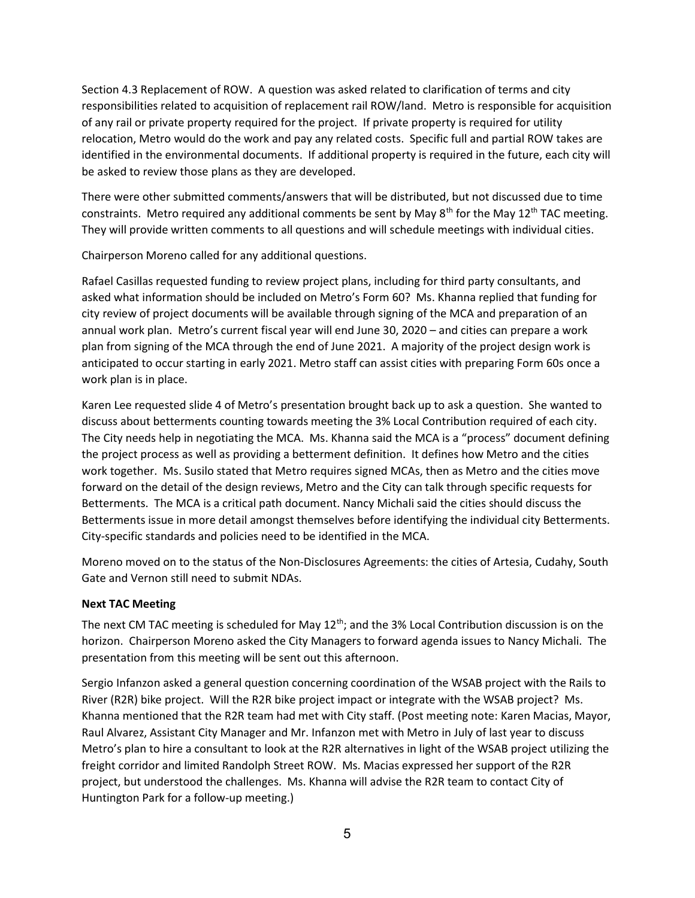Section 4.3 Replacement of ROW. A question was asked related to clarification of terms and city responsibilities related to acquisition of replacement rail ROW/land. Metro is responsible for acquisition of any rail or private property required for the project. If private property is required for utility relocation, Metro would do the work and pay any related costs. Specific full and partial ROW takes are identified in the environmental documents. If additional property is required in the future, each city will be asked to review those plans as they are developed.

There were other submitted comments/answers that will be distributed, but not discussed due to time constraints. Metro required any additional comments be sent by May 8th for the May 12th TAC meeting. They will provide written comments to all questions and will schedule meetings with individual cities.

Chairperson Moreno called for any additional questions.

Rafael Casillas requested funding to review project plans, including for third party consultants, and asked what information should be included on Metro's Form 60? Ms. Khanna replied that funding for city review of project documents will be available through signing of the MCA and preparation of an annual work plan. Metro's current fiscal year will end June 30, 2020 – and cities can prepare a work plan from signing of the MCA through the end of June 2021. A majority of the project design work is anticipated to occur starting in early 2021. Metro staff can assist cities with preparing Form 60s once a work plan is in place.

Karen Lee requested slide 4 of Metro's presentation brought back up to ask a question. She wanted to discuss about betterments counting towards meeting the 3% Local Contribution required of each city. The City needs help in negotiating the MCA. Ms. Khanna said the MCA is a "process" document defining the project process as well as providing a betterment definition. It defines how Metro and the cities work together. Ms. Susilo stated that Metro requires signed MCAs, then as Metro and the cities move forward on the detail of the design reviews, Metro and the City can talk through specific requests for Betterments. The MCA is a critical path document. Nancy Michali said the cities should discuss the Betterments issue in more detail amongst themselves before identifying the individual city Betterments. City-specific standards and policies need to be identified in the MCA.

Moreno moved on to the status of the Non-Disclosures Agreements: the cities of Artesia, Cudahy, South Gate and Vernon still need to submit NDAs.

**Next TAC Meeting**

The next CM TAC meeting is scheduled for May 12th; and the 3% Local Contribution discussion is on the horizon. Chairperson Moreno asked the City Managers to forward agenda issues to Nancy Michali. The presentation from this meeting will be sent out this afternoon.

Sergio Infanzon asked a general question concerning coordination of the WSAB project with the Rails to River (R2R) bike project. Will the R2R bike project impact or integrate with the WSAB project? Ms. Khanna mentioned that the R2R team had met with City staff. (Post meeting note: Karen Macias, Mayor, Raul Alvarez, Assistant City Manager and Mr. Infanzon met with Metro in July of last year to discuss Metro's plan to hire a consultant to look at the R2R alternatives in light of the WSAB project utilizing the freight corridor and limited Randolph Street ROW. Ms. Macias expressed her support of the R2R project, but understood the challenges. Ms. Khanna will advise the R2R team to contact City of Huntington Park for a follow-up meeting.)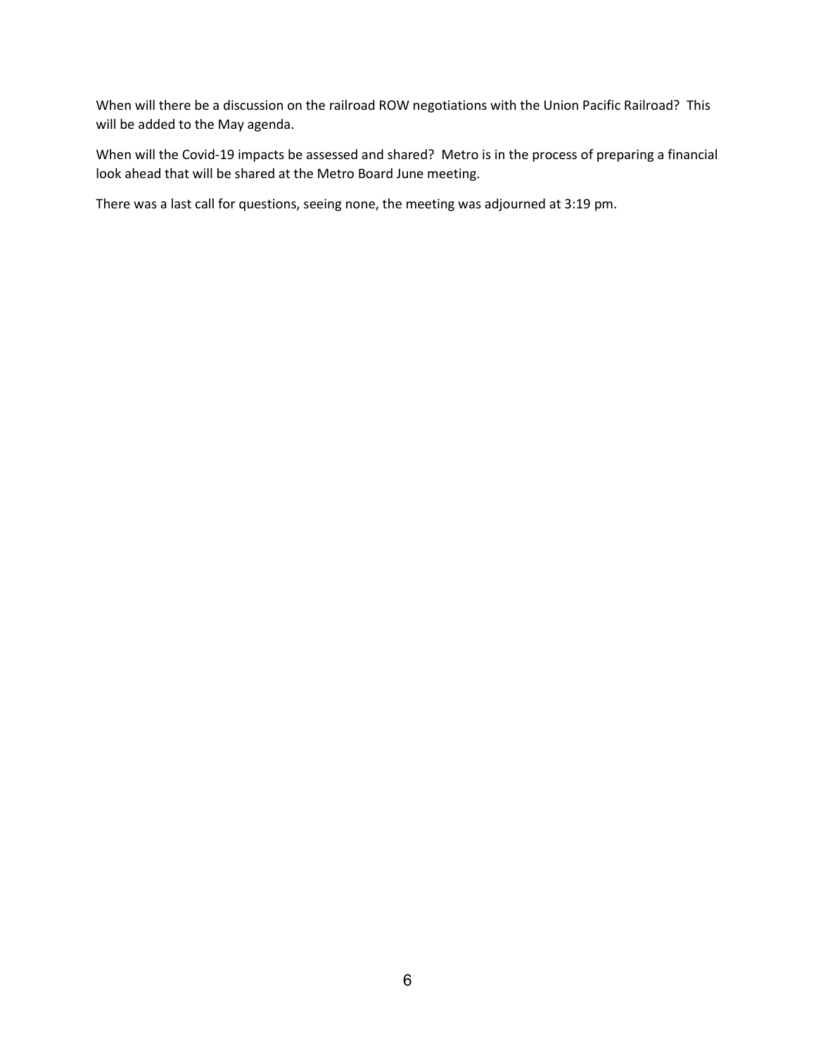When will there be a discussion on the railroad ROW negotiations with the Union Pacific Railroad? This will be added to the May agenda.

When will the Covid-19 impacts be assessed and shared? Metro is in the process of preparing a financial look ahead that will be shared at the Metro Board June meeting.

There was a last call for questions, seeing none, the meeting was adjourned at 3:19 pm.